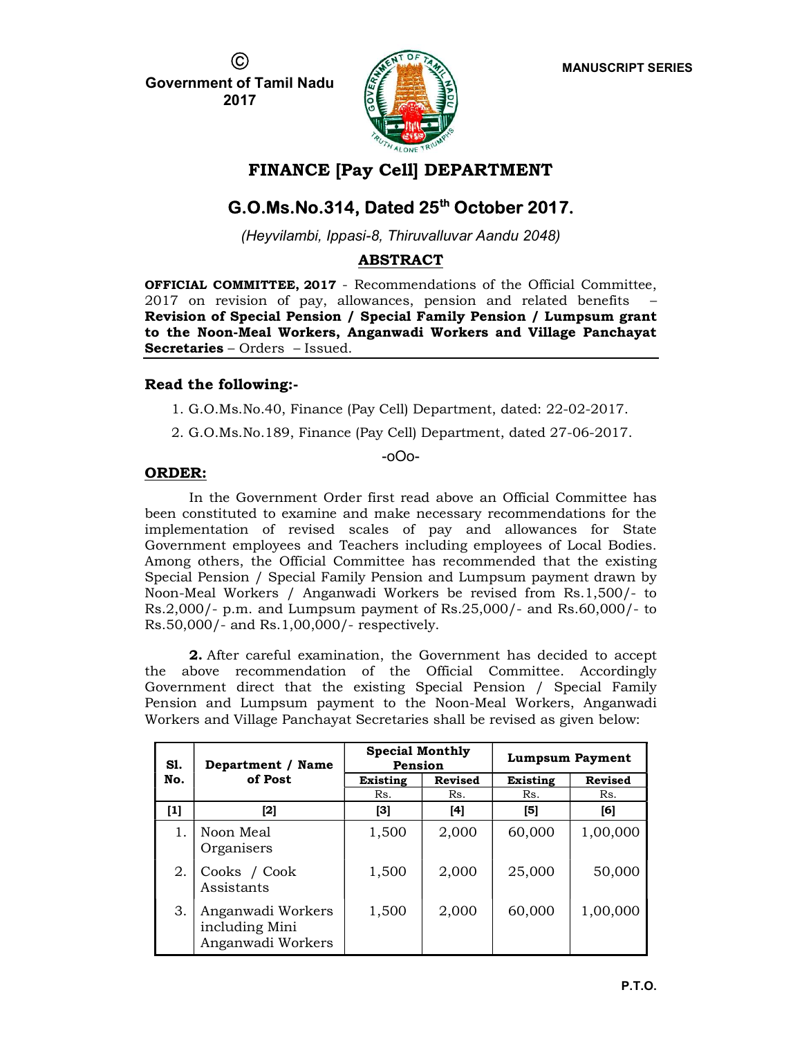©
**Government of Tamil Nadu**
**2017**

**MANUSCRIPT SERIES**

# FINANCE [Pay Cell] DEPARTMENT

## G.O.Ms.No.314, Dated 25th October 2017.

*(Heyvilambi, Ippasi-8, Thiruvalluvar Aandu 2048)*

### ABSTRACT

**OFFICIAL COMMITTEE, 2017** - Recommendations of the Official Committee, 2017 on revision of pay, allowances, pension and related benefits – **Revision of Special Pension / Special Family Pension / Lumpsum grant to the Noon-Meal Workers, Anganwadi Workers and Village Panchayat Secretaries** – Orders – Issued.

---

### Read the following:-

1. G.O.Ms.No.40, Finance (Pay Cell) Department, dated: 22-02-2017.
2. G.O.Ms.No.189, Finance (Pay Cell) Department, dated 27-06-2017.

-oOo-

### ORDER:

In the Government Order first read above an Official Committee has been constituted to examine and make necessary recommendations for the implementation of revised scales of pay and allowances for State Government employees and Teachers including employees of Local Bodies. Among others, the Official Committee has recommended that the existing Special Pension / Special Family Pension and Lumpsum payment drawn by Noon-Meal Workers / Anganwadi Workers be revised from Rs.1,500/- to Rs.2,000/- p.m. and Lumpsum payment of Rs.25,000/- and Rs.60,000/- to Rs.50,000/- and Rs.1,00,000/- respectively.

**2.** After careful examination, the Government has decided to accept the above recommendation of the Official Committee. Accordingly Government direct that the existing Special Pension / Special Family Pension and Lumpsum payment to the Noon-Meal Workers, Anganwadi Workers and Village Panchayat Secretaries shall be revised as given below:

| Sl. No. | Department / Name of Post | Special Monthly Pension | | Lumpsum Payment | |
|---|---|---|---|---|---|
| | | Existing | Revised | Existing | Revised |
| | | Rs. | Rs. | Rs. | Rs. |
| [1] | [2] | [3] | [4] | [5] | [6] |
| 1. | Noon Meal Organisers | 1,500 | 2,000 | 60,000 | 1,00,000 |
| 2. | Cooks / Cook Assistants | 1,500 | 2,000 | 25,000 | 50,000 |
| 3. | Anganwadi Workers including Mini Anganwadi Workers | 1,500 | 2,000 | 60,000 | 1,00,000 |

**P.T.O.**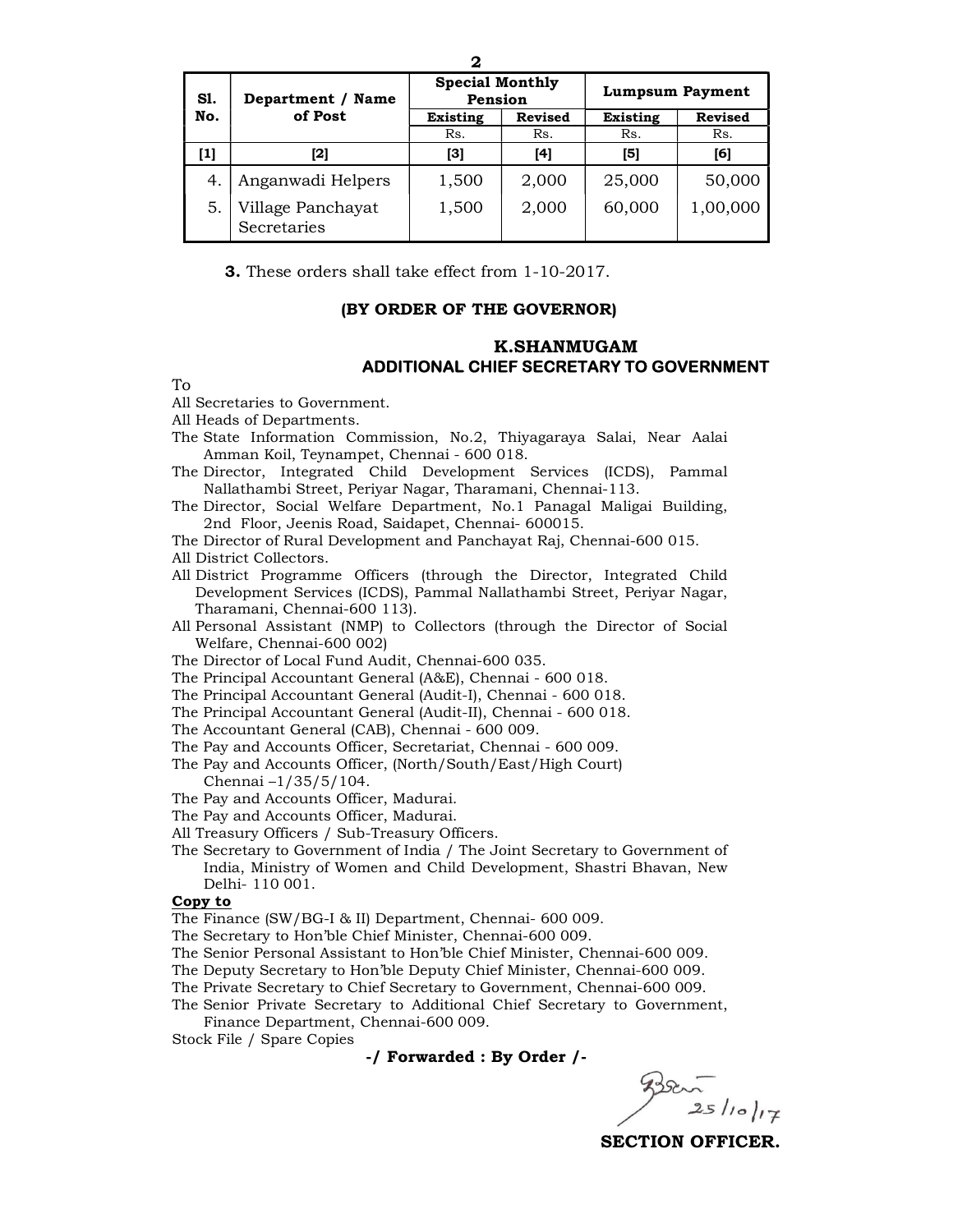| Sl. No. | Department / Name of Post | Special Monthly Pension | | Lumpsum Payment | |
|---|---|---|---|---|---|
| | | Existing | Revised | Existing | Revised |
| | | Rs. | Rs. | Rs. | Rs. |
| [1] | [2] | [3] | [4] | [5] | [6] |
| 4. | Anganwadi Helpers | 1,500 | 2,000 | 25,000 | 50,000 |
| 5. | Village Panchayat Secretaries | 1,500 | 2,000 | 60,000 | 1,00,000 |

**3.** These orders shall take effect from 1-10-2017.

**(BY ORDER OF THE GOVERNOR)**

**K.SHANMUGAM**
**ADDITIONAL CHIEF SECRETARY TO GOVERNMENT**

To

All Secretaries to Government.
All Heads of Departments.
The State Information Commission, No.2, Thiyagaraya Salai, Near Aalai Amman Koil, Teynampet, Chennai - 600 018.
The Director, Integrated Child Development Services (ICDS), Pammal Nallathambi Street, Periyar Nagar, Tharamani, Chennai-113.
The Director, Social Welfare Department, No.1 Panagal Maligai Building, 2nd Floor, Jeenis Road, Saidapet, Chennai- 600015.
The Director of Rural Development and Panchayat Raj, Chennai-600 015.
All District Collectors.
All District Programme Officers (through the Director, Integrated Child Development Services (ICDS), Pammal Nallathambi Street, Periyar Nagar, Tharamani, Chennai-600 113).
All Personal Assistant (NMP) to Collectors (through the Director of Social Welfare, Chennai-600 002)
The Director of Local Fund Audit, Chennai-600 035.
The Principal Accountant General (A&E), Chennai - 600 018.
The Principal Accountant General (Audit-I), Chennai - 600 018.
The Principal Accountant General (Audit-II), Chennai - 600 018.
The Accountant General (CAB), Chennai - 600 009.
The Pay and Accounts Officer, Secretariat, Chennai - 600 009.
The Pay and Accounts Officer, (North/South/East/High Court) Chennai –1/35/5/104.
The Pay and Accounts Officer, Madurai.
The Pay and Accounts Officer, Madurai.
All Treasury Officers / Sub-Treasury Officers.
The Secretary to Government of India / The Joint Secretary to Government of India, Ministry of Women and Child Development, Shastri Bhavan, New Delhi- 110 001.

**Copy to**

The Finance (SW/BG-I & II) Department, Chennai- 600 009.
The Secretary to Hon'ble Chief Minister, Chennai-600 009.
The Senior Personal Assistant to Hon'ble Chief Minister, Chennai-600 009.
The Deputy Secretary to Hon'ble Deputy Chief Minister, Chennai-600 009.
The Private Secretary to Chief Secretary to Government, Chennai-600 009.
The Senior Private Secretary to Additional Chief Secretary to Government, Finance Department, Chennai-600 009.
Stock File / Spare Copies

**-/ Forwarded : By Order /-**

25/10/17

**SECTION OFFICER.**